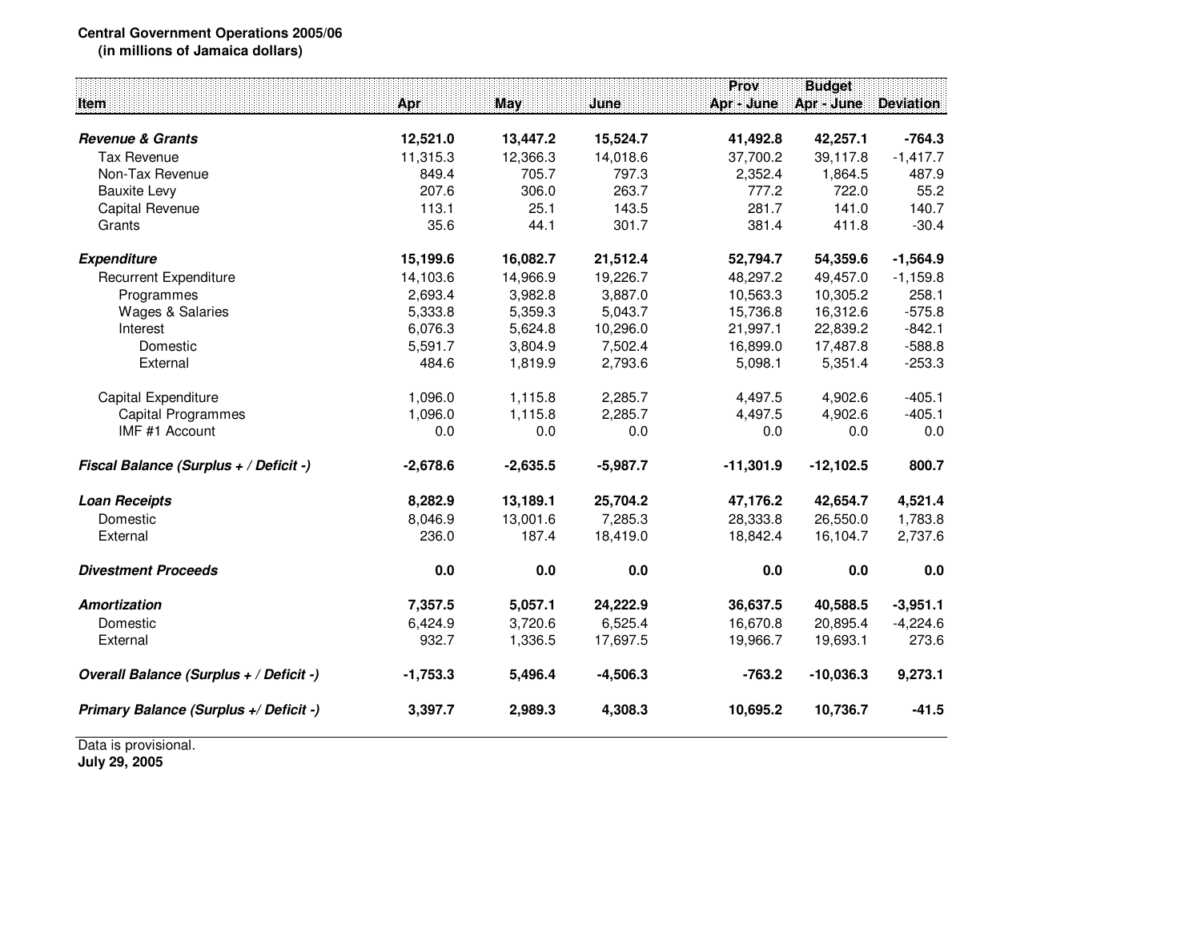**Central Government Operations 2005/06**
**(in millions of Jamaica dollars)**

| Item | Apr | May | June | Prov Apr - June | Budget Apr - June | Deviation |
|---|---|---|---|---|---|---|
| ***Revenue & Grants*** | **12,521.0** | **13,447.2** | **15,524.7** | **41,492.8** | **42,257.1** | **-764.3** |
| Tax Revenue | 11,315.3 | 12,366.3 | 14,018.6 | 37,700.2 | 39,117.8 | -1,417.7 |
| Non-Tax Revenue | 849.4 | 705.7 | 797.3 | 2,352.4 | 1,864.5 | 487.9 |
| Bauxite Levy | 207.6 | 306.0 | 263.7 | 777.2 | 722.0 | 55.2 |
| Capital Revenue | 113.1 | 25.1 | 143.5 | 281.7 | 141.0 | 140.7 |
| Grants | 35.6 | 44.1 | 301.7 | 381.4 | 411.8 | -30.4 |
| ***Expenditure*** | **15,199.6** | **16,082.7** | **21,512.4** | **52,794.7** | **54,359.6** | **-1,564.9** |
| Recurrent Expenditure | 14,103.6 | 14,966.9 | 19,226.7 | 48,297.2 | 49,457.0 | -1,159.8 |
| Programmes | 2,693.4 | 3,982.8 | 3,887.0 | 10,563.3 | 10,305.2 | 258.1 |
| Wages & Salaries | 5,333.8 | 5,359.3 | 5,043.7 | 15,736.8 | 16,312.6 | -575.8 |
| Interest | 6,076.3 | 5,624.8 | 10,296.0 | 21,997.1 | 22,839.2 | -842.1 |
| Domestic | 5,591.7 | 3,804.9 | 7,502.4 | 16,899.0 | 17,487.8 | -588.8 |
| External | 484.6 | 1,819.9 | 2,793.6 | 5,098.1 | 5,351.4 | -253.3 |
| Capital Expenditure | 1,096.0 | 1,115.8 | 2,285.7 | 4,497.5 | 4,902.6 | -405.1 |
| Capital Programmes | 1,096.0 | 1,115.8 | 2,285.7 | 4,497.5 | 4,902.6 | -405.1 |
| IMF #1 Account | 0.0 | 0.0 | 0.0 | 0.0 | 0.0 | 0.0 |
| ***Fiscal Balance (Surplus + / Deficit -)*** | **-2,678.6** | **-2,635.5** | **-5,987.7** | **-11,301.9** | **-12,102.5** | **800.7** |
| ***Loan Receipts*** | **8,282.9** | **13,189.1** | **25,704.2** | **47,176.2** | **42,654.7** | **4,521.4** |
| Domestic | 8,046.9 | 13,001.6 | 7,285.3 | 28,333.8 | 26,550.0 | 1,783.8 |
| External | 236.0 | 187.4 | 18,419.0 | 18,842.4 | 16,104.7 | 2,737.6 |
| ***Divestment Proceeds*** | **0.0** | **0.0** | **0.0** | **0.0** | **0.0** | **0.0** |
| ***Amortization*** | **7,357.5** | **5,057.1** | **24,222.9** | **36,637.5** | **40,588.5** | **-3,951.1** |
| Domestic | 6,424.9 | 3,720.6 | 6,525.4 | 16,670.8 | 20,895.4 | -4,224.6 |
| External | 932.7 | 1,336.5 | 17,697.5 | 19,966.7 | 19,693.1 | 273.6 |
| ***Overall Balance (Surplus + / Deficit -)*** | **-1,753.3** | **5,496.4** | **-4,506.3** | **-763.2** | **-10,036.3** | **9,273.1** |
| ***Primary Balance (Surplus +/ Deficit -)*** | **3,397.7** | **2,989.3** | **4,308.3** | **10,695.2** | **10,736.7** | **-41.5** |

Data is provisional.
**July 29, 2005**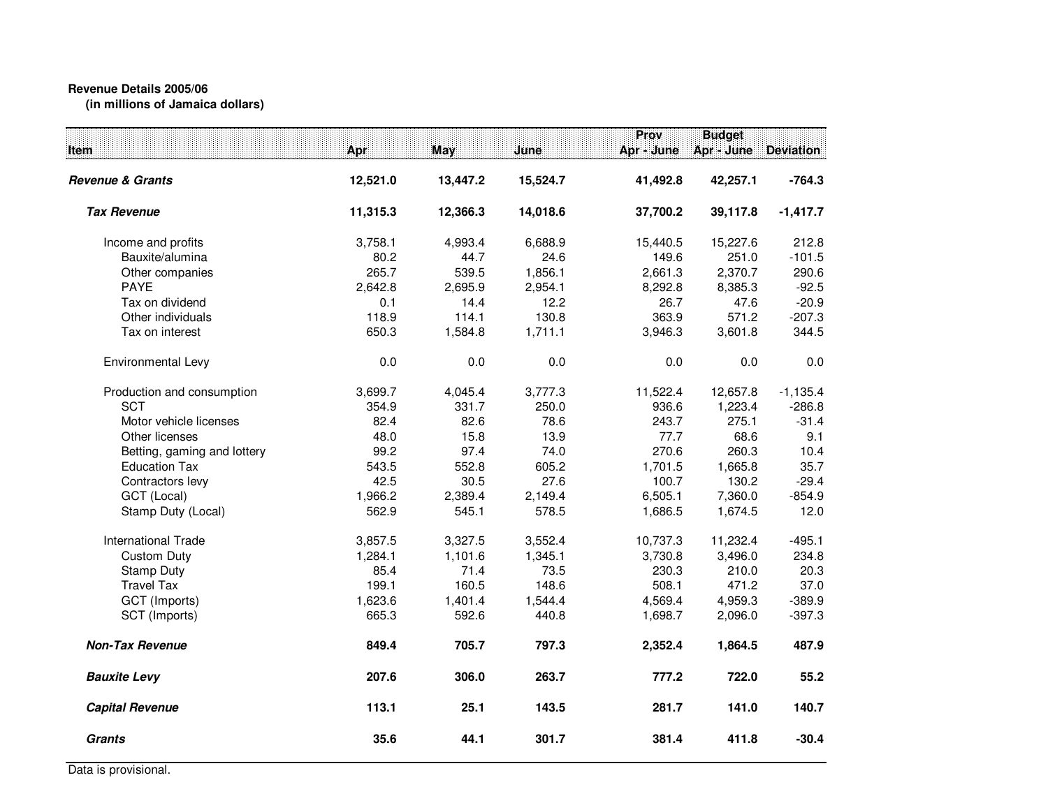**Revenue Details 2005/06**
**(in millions of Jamaica dollars)**

| Item | Apr | May | June | Prov Apr - June | Budget Apr - June | Deviation |
|---|---|---|---|---|---|---|
| ***Revenue & Grants*** | **12,521.0** | **13,447.2** | **15,524.7** | **41,492.8** | **42,257.1** | **-764.3** |
| ***Tax Revenue*** | **11,315.3** | **12,366.3** | **14,018.6** | **37,700.2** | **39,117.8** | **-1,417.7** |
| Income and profits | 3,758.1 | 4,993.4 | 6,688.9 | 15,440.5 | 15,227.6 | 212.8 |
| Bauxite/alumina | 80.2 | 44.7 | 24.6 | 149.6 | 251.0 | -101.5 |
| Other companies | 265.7 | 539.5 | 1,856.1 | 2,661.3 | 2,370.7 | 290.6 |
| PAYE | 2,642.8 | 2,695.9 | 2,954.1 | 8,292.8 | 8,385.3 | -92.5 |
| Tax on dividend | 0.1 | 14.4 | 12.2 | 26.7 | 47.6 | -20.9 |
| Other individuals | 118.9 | 114.1 | 130.8 | 363.9 | 571.2 | -207.3 |
| Tax on interest | 650.3 | 1,584.8 | 1,711.1 | 3,946.3 | 3,601.8 | 344.5 |
| Environmental Levy | 0.0 | 0.0 | 0.0 | 0.0 | 0.0 | 0.0 |
| Production and consumption | 3,699.7 | 4,045.4 | 3,777.3 | 11,522.4 | 12,657.8 | -1,135.4 |
| SCT | 354.9 | 331.7 | 250.0 | 936.6 | 1,223.4 | -286.8 |
| Motor vehicle licenses | 82.4 | 82.6 | 78.6 | 243.7 | 275.1 | -31.4 |
| Other licenses | 48.0 | 15.8 | 13.9 | 77.7 | 68.6 | 9.1 |
| Betting, gaming and lottery | 99.2 | 97.4 | 74.0 | 270.6 | 260.3 | 10.4 |
| Education Tax | 543.5 | 552.8 | 605.2 | 1,701.5 | 1,665.8 | 35.7 |
| Contractors levy | 42.5 | 30.5 | 27.6 | 100.7 | 130.2 | -29.4 |
| GCT (Local) | 1,966.2 | 2,389.4 | 2,149.4 | 6,505.1 | 7,360.0 | -854.9 |
| Stamp Duty (Local) | 562.9 | 545.1 | 578.5 | 1,686.5 | 1,674.5 | 12.0 |
| International Trade | 3,857.5 | 3,327.5 | 3,552.4 | 10,737.3 | 11,232.4 | -495.1 |
| Custom Duty | 1,284.1 | 1,101.6 | 1,345.1 | 3,730.8 | 3,496.0 | 234.8 |
| Stamp Duty | 85.4 | 71.4 | 73.5 | 230.3 | 210.0 | 20.3 |
| Travel Tax | 199.1 | 160.5 | 148.6 | 508.1 | 471.2 | 37.0 |
| GCT (Imports) | 1,623.6 | 1,401.4 | 1,544.4 | 4,569.4 | 4,959.3 | -389.9 |
| SCT (Imports) | 665.3 | 592.6 | 440.8 | 1,698.7 | 2,096.0 | -397.3 |
| ***Non-Tax Revenue*** | **849.4** | **705.7** | **797.3** | **2,352.4** | **1,864.5** | **487.9** |
| ***Bauxite Levy*** | **207.6** | **306.0** | **263.7** | **777.2** | **722.0** | **55.2** |
| ***Capital Revenue*** | **113.1** | **25.1** | **143.5** | **281.7** | **141.0** | **140.7** |
| ***Grants*** | **35.6** | **44.1** | **301.7** | **381.4** | **411.8** | **-30.4** |

Data is provisional.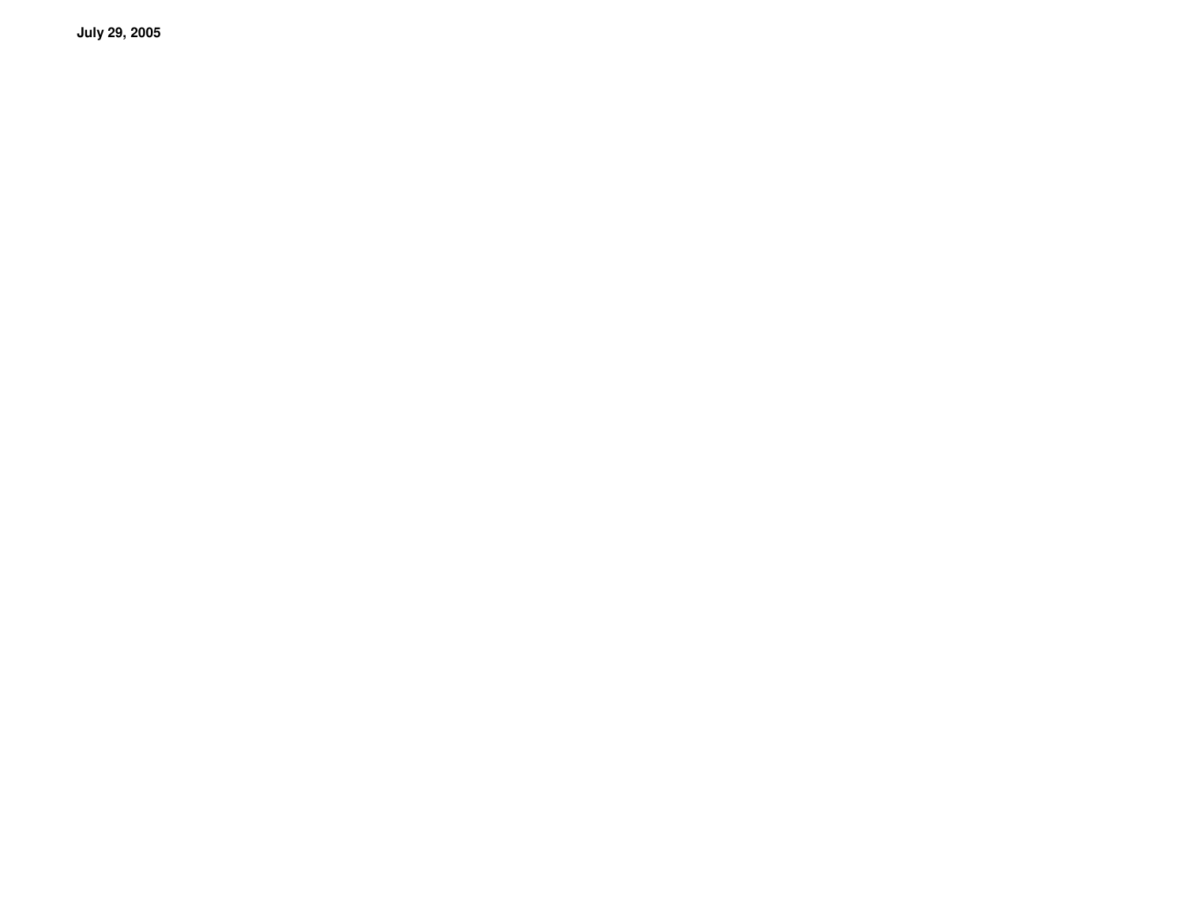**July 29, 2005**